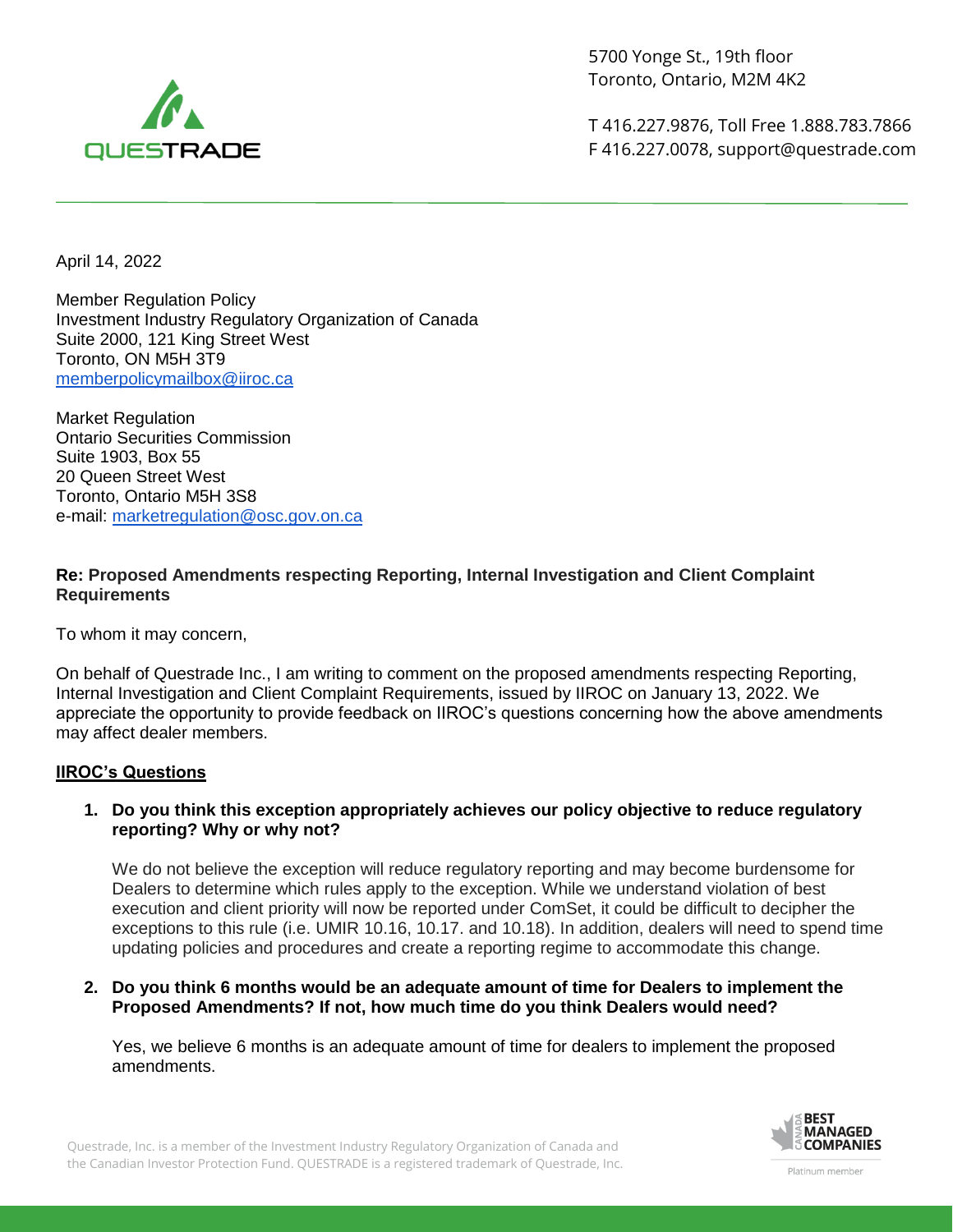QUESTRADE

5700 Yonge St., 19th floor
Toronto, Ontario, M2M 4K2

T 416.227.9876, Toll Free 1.888.783.7866
F 416.227.0078, support@questrade.com

April 14, 2022

Member Regulation Policy
Investment Industry Regulatory Organization of Canada
Suite 2000, 121 King Street West
Toronto, ON M5H 3T9
memberpolicymailbox@iiroc.ca

Market Regulation
Ontario Securities Commission
Suite 1903, Box 55
20 Queen Street West
Toronto, Ontario M5H 3S8
e-mail: marketregulation@osc.gov.on.ca

**Re: Proposed Amendments respecting Reporting, Internal Investigation and Client Complaint Requirements**

To whom it may concern,

On behalf of Questrade Inc., I am writing to comment on the proposed amendments respecting Reporting, Internal Investigation and Client Complaint Requirements, issued by IIROC on January 13, 2022. We appreciate the opportunity to provide feedback on IIROC's questions concerning how the above amendments may affect dealer members.

**IIROC's Questions**

1. **Do you think this exception appropriately achieves our policy objective to reduce regulatory reporting? Why or why not?**

   We do not believe the exception will reduce regulatory reporting and may become burdensome for Dealers to determine which rules apply to the exception. While we understand violation of best execution and client priority will now be reported under ComSet, it could be difficult to decipher the exceptions to this rule (i.e. UMIR 10.16, 10.17. and 10.18). In addition, dealers will need to spend time updating policies and procedures and create a reporting regime to accommodate this change.

2. **Do you think 6 months would be an adequate amount of time for Dealers to implement the Proposed Amendments? If not, how much time do you think Dealers would need?**

   Yes, we believe 6 months is an adequate amount of time for dealers to implement the proposed amendments.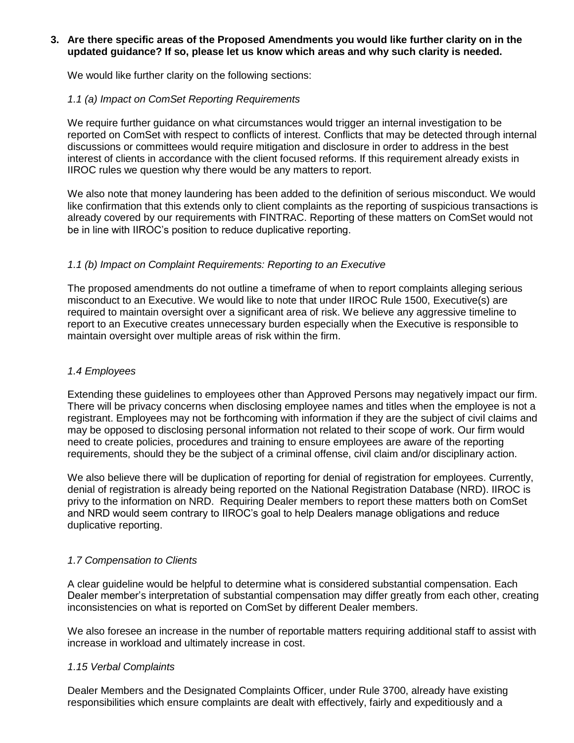**3. Are there specific areas of the Proposed Amendments you would like further clarity on in the updated guidance? If so, please let us know which areas and why such clarity is needed.**

We would like further clarity on the following sections:

*1.1 (a) Impact on ComSet Reporting Requirements*

We require further guidance on what circumstances would trigger an internal investigation to be reported on ComSet with respect to conflicts of interest. Conflicts that may be detected through internal discussions or committees would require mitigation and disclosure in order to address in the best interest of clients in accordance with the client focused reforms. If this requirement already exists in IIROC rules we question why there would be any matters to report.

We also note that money laundering has been added to the definition of serious misconduct. We would like confirmation that this extends only to client complaints as the reporting of suspicious transactions is already covered by our requirements with FINTRAC. Reporting of these matters on ComSet would not be in line with IIROC's position to reduce duplicative reporting.

*1.1 (b) Impact on Complaint Requirements: Reporting to an Executive*

The proposed amendments do not outline a timeframe of when to report complaints alleging serious misconduct to an Executive. We would like to note that under IIROC Rule 1500, Executive(s) are required to maintain oversight over a significant area of risk. We believe any aggressive timeline to report to an Executive creates unnecessary burden especially when the Executive is responsible to maintain oversight over multiple areas of risk within the firm.

*1.4 Employees*

Extending these guidelines to employees other than Approved Persons may negatively impact our firm. There will be privacy concerns when disclosing employee names and titles when the employee is not a registrant. Employees may not be forthcoming with information if they are the subject of civil claims and may be opposed to disclosing personal information not related to their scope of work. Our firm would need to create policies, procedures and training to ensure employees are aware of the reporting requirements, should they be the subject of a criminal offense, civil claim and/or disciplinary action.

We also believe there will be duplication of reporting for denial of registration for employees. Currently, denial of registration is already being reported on the National Registration Database (NRD). IIROC is privy to the information on NRD. Requiring Dealer members to report these matters both on ComSet and NRD would seem contrary to IIROC's goal to help Dealers manage obligations and reduce duplicative reporting.

*1.7 Compensation to Clients*

A clear guideline would be helpful to determine what is considered substantial compensation. Each Dealer member's interpretation of substantial compensation may differ greatly from each other, creating inconsistencies on what is reported on ComSet by different Dealer members.

We also foresee an increase in the number of reportable matters requiring additional staff to assist with increase in workload and ultimately increase in cost.

*1.15 Verbal Complaints*

Dealer Members and the Designated Complaints Officer, under Rule 3700, already have existing responsibilities which ensure complaints are dealt with effectively, fairly and expeditiously and a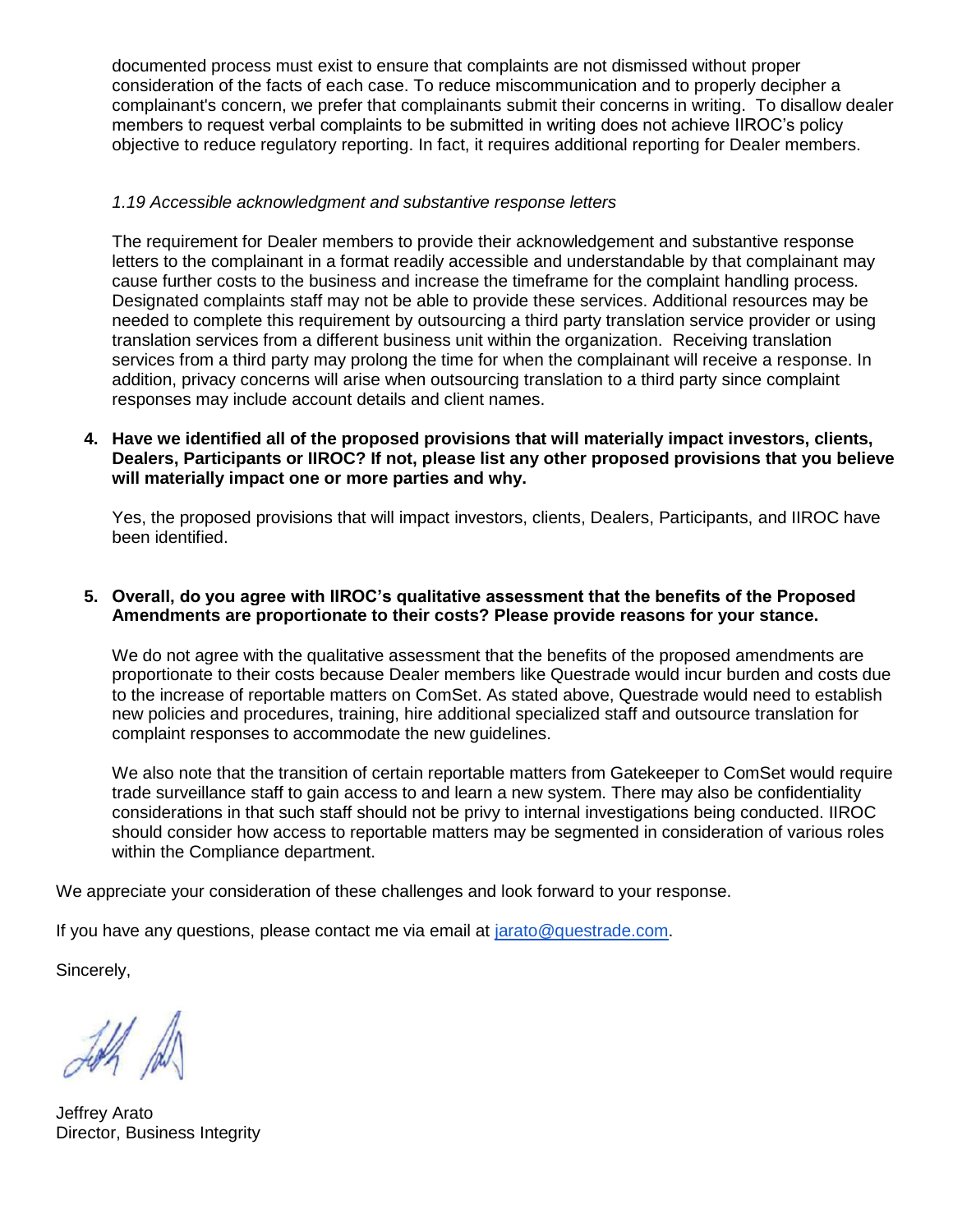documented process must exist to ensure that complaints are not dismissed without proper consideration of the facts of each case. To reduce miscommunication and to properly decipher a complainant's concern, we prefer that complainants submit their concerns in writing. To disallow dealer members to request verbal complaints to be submitted in writing does not achieve IIROC's policy objective to reduce regulatory reporting. In fact, it requires additional reporting for Dealer members.

*1.19 Accessible acknowledgment and substantive response letters*

The requirement for Dealer members to provide their acknowledgement and substantive response letters to the complainant in a format readily accessible and understandable by that complainant may cause further costs to the business and increase the timeframe for the complaint handling process. Designated complaints staff may not be able to provide these services. Additional resources may be needed to complete this requirement by outsourcing a third party translation service provider or using translation services from a different business unit within the organization. Receiving translation services from a third party may prolong the time for when the complainant will receive a response. In addition, privacy concerns will arise when outsourcing translation to a third party since complaint responses may include account details and client names.

4. **Have we identified all of the proposed provisions that will materially impact investors, clients, Dealers, Participants or IIROC? If not, please list any other proposed provisions that you believe will materially impact one or more parties and why.**

   Yes, the proposed provisions that will impact investors, clients, Dealers, Participants, and IIROC have been identified.

5. **Overall, do you agree with IIROC's qualitative assessment that the benefits of the Proposed Amendments are proportionate to their costs? Please provide reasons for your stance.**

   We do not agree with the qualitative assessment that the benefits of the proposed amendments are proportionate to their costs because Dealer members like Questrade would incur burden and costs due to the increase of reportable matters on ComSet. As stated above, Questrade would need to establish new policies and procedures, training, hire additional specialized staff and outsource translation for complaint responses to accommodate the new guidelines.

   We also note that the transition of certain reportable matters from Gatekeeper to ComSet would require trade surveillance staff to gain access to and learn a new system. There may also be confidentiality considerations in that such staff should not be privy to internal investigations being conducted. IIROC should consider how access to reportable matters may be segmented in consideration of various roles within the Compliance department.

We appreciate your consideration of these challenges and look forward to your response.

If you have any questions, please contact me via email at jarato@questrade.com.

Sincerely,

Jeffrey Arato
Director, Business Integrity